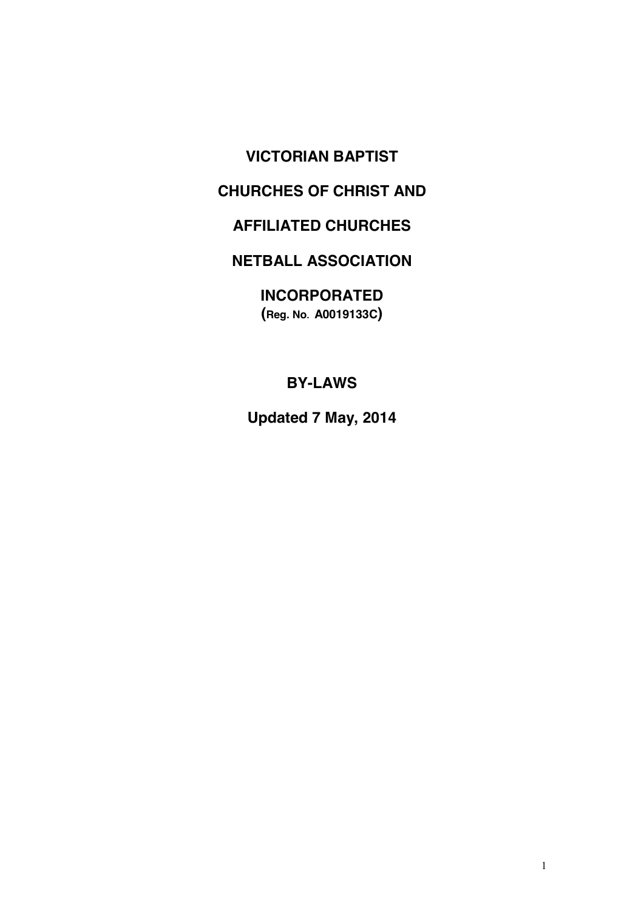# VICTORIAN BAPTIST

# CHURCHES OF CHRIST AND

# AFFILIATED CHURCHES

# NETBALL ASSOCIATION

# INCORPORATED

**(Reg. No. A0019133C)**

## BY-LAWS

**Updated 7 May, 2014**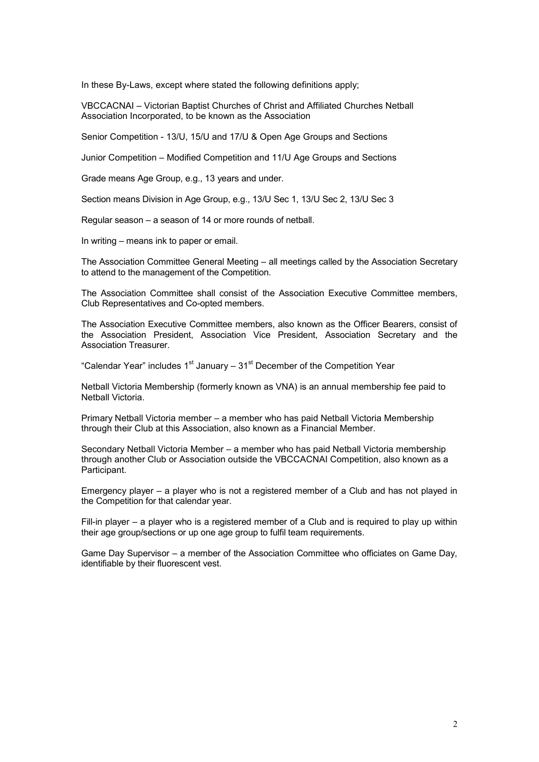In these By-Laws, except where stated the following definitions apply;

VBCCACNAI – Victorian Baptist Churches of Christ and Affiliated Churches Netball Association Incorporated, to be known as the Association

Senior Competition - 13/U, 15/U and 17/U & Open Age Groups and Sections

Junior Competition – Modified Competition and 11/U Age Groups and Sections

Grade means Age Group, e.g., 13 years and under.

Section means Division in Age Group, e.g., 13/U Sec 1, 13/U Sec 2, 13/U Sec 3

Regular season – a season of 14 or more rounds of netball.

In writing – means ink to paper or email.

The Association Committee General Meeting – all meetings called by the Association Secretary to attend to the management of the Competition.

The Association Committee shall consist of the Association Executive Committee members, Club Representatives and Co-opted members.

The Association Executive Committee members, also known as the Officer Bearers, consist of the Association President, Association Vice President, Association Secretary and the Association Treasurer.

"Calendar Year" includes 1st January – 31st December of the Competition Year

Netball Victoria Membership (formerly known as VNA) is an annual membership fee paid to Netball Victoria.

Primary Netball Victoria member – a member who has paid Netball Victoria Membership through their Club at this Association, also known as a Financial Member.

Secondary Netball Victoria Member – a member who has paid Netball Victoria membership through another Club or Association outside the VBCCACNAI Competition, also known as a Participant.

Emergency player – a player who is not a registered member of a Club and has not played in the Competition for that calendar year.

Fill-in player – a player who is a registered member of a Club and is required to play up within their age group/sections or up one age group to fulfil team requirements.

Game Day Supervisor – a member of the Association Committee who officiates on Game Day, identifiable by their fluorescent vest.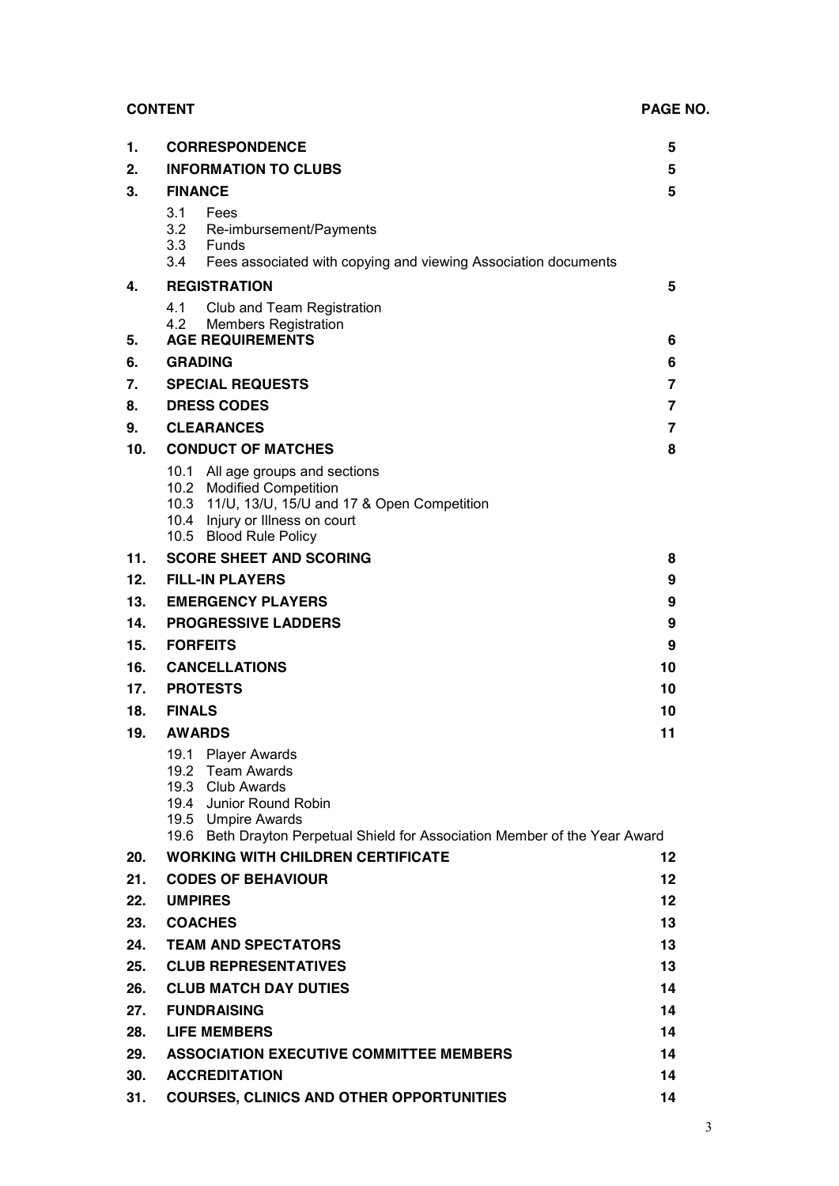| CONTENT | | PAGE NO. |
|---|---|---|
| **1.** | **CORRESPONDENCE** | **5** |
| **2.** | **INFORMATION TO CLUBS** | **5** |
| **3.** | **FINANCE** | **5** |
| | 3.1 Fees<br>3.2 Re-imbursement/Payments<br>3.3 Funds<br>3.4 Fees associated with copying and viewing Association documents | |
| **4.** | **REGISTRATION** | **5** |
| | 4.1 Club and Team Registration<br>4.2 Members Registration | |
| **5.** | **AGE REQUIREMENTS** | **6** |
| **6.** | **GRADING** | **6** |
| **7.** | **SPECIAL REQUESTS** | **7** |
| **8.** | **DRESS CODES** | **7** |
| **9.** | **CLEARANCES** | **7** |
| **10.** | **CONDUCT OF MATCHES** | **8** |
| | 10.1 All age groups and sections<br>10.2 Modified Competition<br>10.3 11/U, 13/U, 15/U and 17 & Open Competition<br>10.4 Injury or Illness on court<br>10.5 Blood Rule Policy | |
| **11.** | **SCORE SHEET AND SCORING** | **8** |
| **12.** | **FILL-IN PLAYERS** | **9** |
| **13.** | **EMERGENCY PLAYERS** | **9** |
| **14.** | **PROGRESSIVE LADDERS** | **9** |
| **15.** | **FORFEITS** | **9** |
| **16.** | **CANCELLATIONS** | **10** |
| **17.** | **PROTESTS** | **10** |
| **18.** | **FINALS** | **10** |
| **19.** | **AWARDS** | **11** |
| | 19.1 Player Awards<br>19.2 Team Awards<br>19.3 Club Awards<br>19.4 Junior Round Robin<br>19.5 Umpire Awards<br>19.6 Beth Drayton Perpetual Shield for Association Member of the Year Award | |
| **20.** | **WORKING WITH CHILDREN CERTIFICATE** | **12** |
| **21.** | **CODES OF BEHAVIOUR** | **12** |
| **22.** | **UMPIRES** | **12** |
| **23.** | **COACHES** | **13** |
| **24.** | **TEAM AND SPECTATORS** | **13** |
| **25.** | **CLUB REPRESENTATIVES** | **13** |
| **26.** | **CLUB MATCH DAY DUTIES** | **14** |
| **27.** | **FUNDRAISING** | **14** |
| **28.** | **LIFE MEMBERS** | **14** |
| **29.** | **ASSOCIATION EXECUTIVE COMMITTEE MEMBERS** | **14** |
| **30.** | **ACCREDITATION** | **14** |
| **31.** | **COURSES, CLINICS AND OTHER OPPORTUNITIES** | **14** |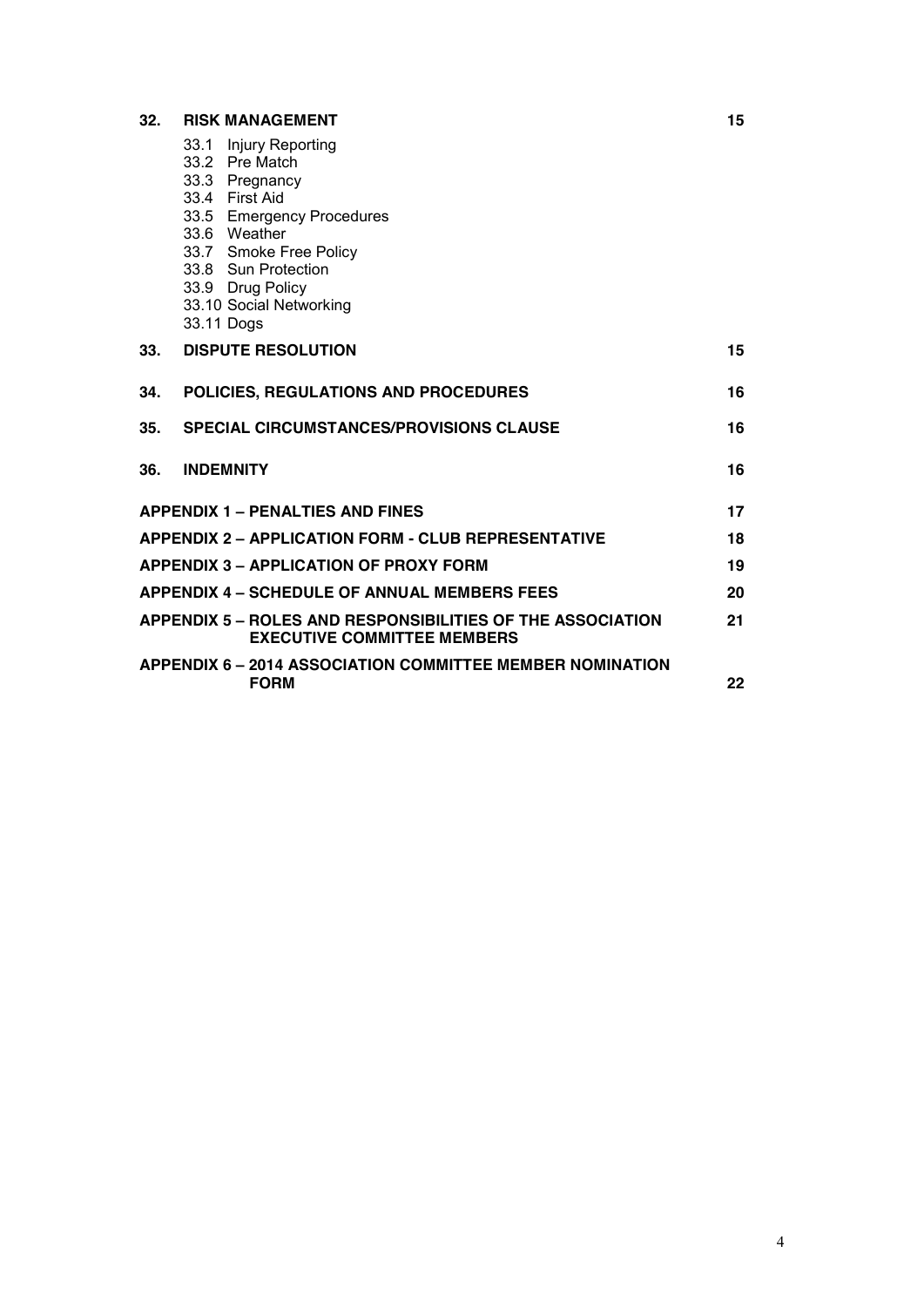| | | |
|---|---|---|
| **32.** | **RISK MANAGEMENT** | **15** |
| | 33.1 Injury Reporting<br>33.2 Pre Match<br>33.3 Pregnancy<br>33.4 First Aid<br>33.5 Emergency Procedures<br>33.6 Weather<br>33.7 Smoke Free Policy<br>33.8 Sun Protection<br>33.9 Drug Policy<br>33.10 Social Networking<br>33.11 Dogs | |
| **33.** | **DISPUTE RESOLUTION** | **15** |
| **34.** | **POLICIES, REGULATIONS AND PROCEDURES** | **16** |
| **35.** | **SPECIAL CIRCUMSTANCES/PROVISIONS CLAUSE** | **16** |
| **36.** | **INDEMNITY** | **16** |
| | **APPENDIX 1 – PENALTIES AND FINES** | **17** |
| | **APPENDIX 2 – APPLICATION FORM - CLUB REPRESENTATIVE** | **18** |
| | **APPENDIX 3 – APPLICATION OF PROXY FORM** | **19** |
| | **APPENDIX 4 – SCHEDULE OF ANNUAL MEMBERS FEES** | **20** |
| | **APPENDIX 5 – ROLES AND RESPONSIBILITIES OF THE ASSOCIATION EXECUTIVE COMMITTEE MEMBERS** | **21** |
| | **APPENDIX 6 – 2014 ASSOCIATION COMMITTEE MEMBER NOMINATION FORM** | **22** |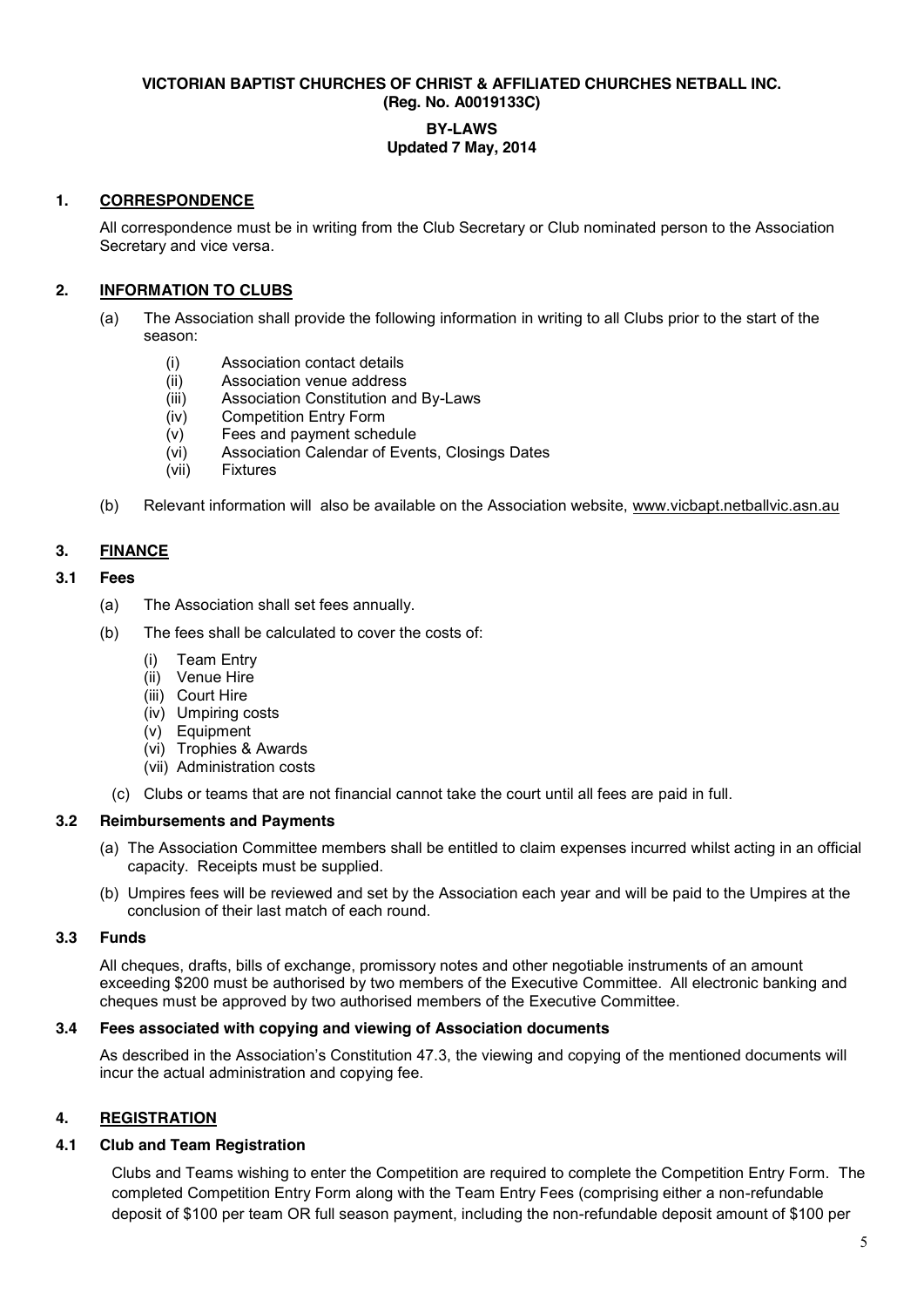**VICTORIAN BAPTIST CHURCHES OF CHRIST & AFFILIATED CHURCHES NETBALL INC.**
**(Reg. No. A0019133C)**

**BY-LAWS**
**Updated 7 May, 2014**

## 1. CORRESPONDENCE

All correspondence must be in writing from the Club Secretary or Club nominated person to the Association Secretary and vice versa.

## 2. INFORMATION TO CLUBS

(a) The Association shall provide the following information in writing to all Clubs prior to the start of the season:

- (i) Association contact details
- (ii) Association venue address
- (iii) Association Constitution and By-Laws
- (iv) Competition Entry Form
- (v) Fees and payment schedule
- (vi) Association Calendar of Events, Closings Dates
- (vii) Fixtures

(b) Relevant information will also be available on the Association website, www.vicbapt.netballvic.asn.au

## 3. FINANCE

### 3.1 Fees

(a) The Association shall set fees annually.

(b) The fees shall be calculated to cover the costs of:

- (i) Team Entry
- (ii) Venue Hire
- (iii) Court Hire
- (iv) Umpiring costs
- (v) Equipment
- (vi) Trophies & Awards
- (vii) Administration costs

(c) Clubs or teams that are not financial cannot take the court until all fees are paid in full.

### 3.2 Reimbursements and Payments

(a) The Association Committee members shall be entitled to claim expenses incurred whilst acting in an official capacity. Receipts must be supplied.

(b) Umpires fees will be reviewed and set by the Association each year and will be paid to the Umpires at the conclusion of their last match of each round.

### 3.3 Funds

All cheques, drafts, bills of exchange, promissory notes and other negotiable instruments of an amount exceeding $200 must be authorised by two members of the Executive Committee. All electronic banking and cheques must be approved by two authorised members of the Executive Committee.

### 3.4 Fees associated with copying and viewing of Association documents

As described in the Association's Constitution 47.3, the viewing and copying of the mentioned documents will incur the actual administration and copying fee.

## 4. REGISTRATION

### 4.1 Club and Team Registration

Clubs and Teams wishing to enter the Competition are required to complete the Competition Entry Form. The completed Competition Entry Form along with the Team Entry Fees (comprising either a non-refundable deposit of $100 per team OR full season payment, including the non-refundable deposit amount of $100 per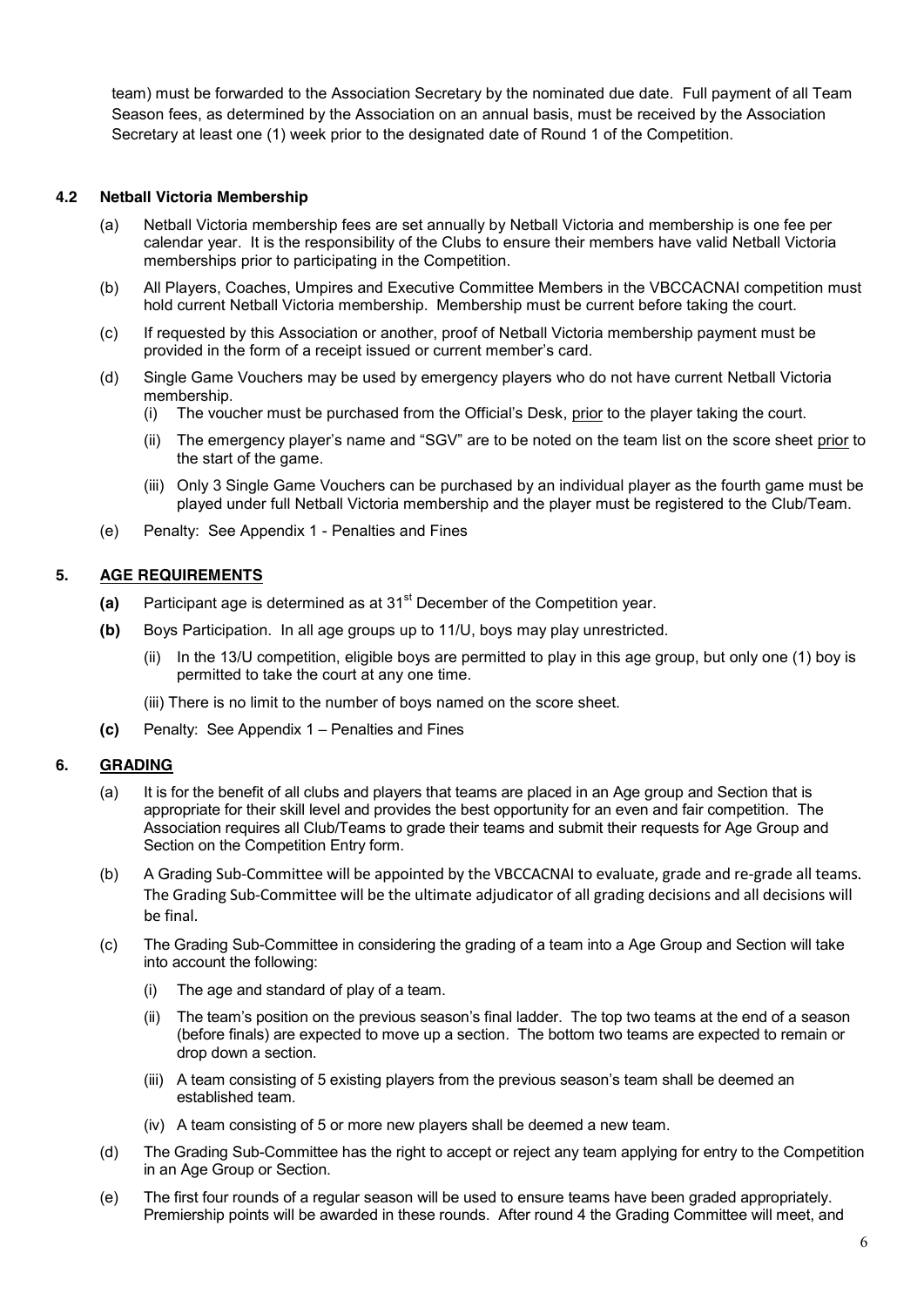team) must be forwarded to the Association Secretary by the nominated due date. Full payment of all Team Season fees, as determined by the Association on an annual basis, must be received by the Association Secretary at least one (1) week prior to the designated date of Round 1 of the Competition.

### 4.2 Netball Victoria Membership

(a) Netball Victoria membership fees are set annually by Netball Victoria and membership is one fee per calendar year. It is the responsibility of the Clubs to ensure their members have valid Netball Victoria memberships prior to participating in the Competition.

(b) All Players, Coaches, Umpires and Executive Committee Members in the VBCCACNAI competition must hold current Netball Victoria membership. Membership must be current before taking the court.

(c) If requested by this Association or another, proof of Netball Victoria membership payment must be provided in the form of a receipt issued or current member's card.

(d) Single Game Vouchers may be used by emergency players who do not have current Netball Victoria membership.

- (i) The voucher must be purchased from the Official's Desk, prior to the player taking the court.
- (ii) The emergency player's name and "SGV" are to be noted on the team list on the score sheet prior to the start of the game.
- (iii) Only 3 Single Game Vouchers can be purchased by an individual player as the fourth game must be played under full Netball Victoria membership and the player must be registered to the Club/Team.

(e) Penalty: See Appendix 1 - Penalties and Fines

## 5. AGE REQUIREMENTS

**(a)** Participant age is determined as at 31st December of the Competition year.

**(b)** Boys Participation. In all age groups up to 11/U, boys may play unrestricted.

- (ii) In the 13/U competition, eligible boys are permitted to play in this age group, but only one (1) boy is permitted to take the court at any one time.
- (iii) There is no limit to the number of boys named on the score sheet.

**(c)** Penalty: See Appendix 1 – Penalties and Fines

## 6. GRADING

(a) It is for the benefit of all clubs and players that teams are placed in an Age group and Section that is appropriate for their skill level and provides the best opportunity for an even and fair competition. The Association requires all Club/Teams to grade their teams and submit their requests for Age Group and Section on the Competition Entry form.

(b) A Grading Sub-Committee will be appointed by the VBCCACNAI to evaluate, grade and re-grade all teams. The Grading Sub-Committee will be the ultimate adjudicator of all grading decisions and all decisions will be final.

(c) The Grading Sub-Committee in considering the grading of a team into a Age Group and Section will take into account the following:

- (i) The age and standard of play of a team.
- (ii) The team's position on the previous season's final ladder. The top two teams at the end of a season (before finals) are expected to move up a section. The bottom two teams are expected to remain or drop down a section.
- (iii) A team consisting of 5 existing players from the previous season's team shall be deemed an established team.
- (iv) A team consisting of 5 or more new players shall be deemed a new team.

(d) The Grading Sub-Committee has the right to accept or reject any team applying for entry to the Competition in an Age Group or Section.

(e) The first four rounds of a regular season will be used to ensure teams have been graded appropriately. Premiership points will be awarded in these rounds. After round 4 the Grading Committee will meet, and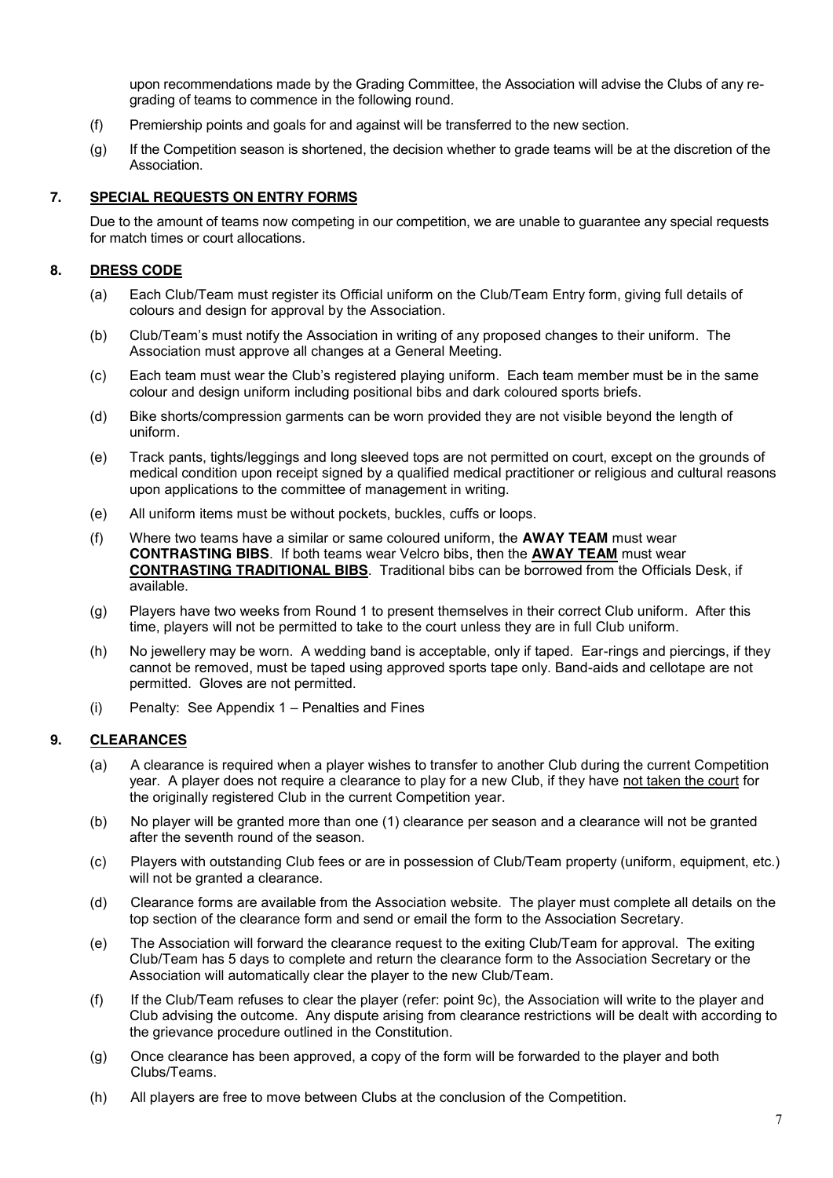upon recommendations made by the Grading Committee, the Association will advise the Clubs of any re-grading of teams to commence in the following round.

(f) Premiership points and goals for and against will be transferred to the new section.

(g) If the Competition season is shortened, the decision whether to grade teams will be at the discretion of the Association.

## 7. SPECIAL REQUESTS ON ENTRY FORMS

Due to the amount of teams now competing in our competition, we are unable to guarantee any special requests for match times or court allocations.

## 8. DRESS CODE

(a) Each Club/Team must register its Official uniform on the Club/Team Entry form, giving full details of colours and design for approval by the Association.

(b) Club/Team's must notify the Association in writing of any proposed changes to their uniform. The Association must approve all changes at a General Meeting.

(c) Each team must wear the Club's registered playing uniform. Each team member must be in the same colour and design uniform including positional bibs and dark coloured sports briefs.

(d) Bike shorts/compression garments can be worn provided they are not visible beyond the length of uniform.

(e) Track pants, tights/leggings and long sleeved tops are not permitted on court, except on the grounds of medical condition upon receipt signed by a qualified medical practitioner or religious and cultural reasons upon applications to the committee of management in writing.

(e) All uniform items must be without pockets, buckles, cuffs or loops.

(f) Where two teams have a similar or same coloured uniform, the **AWAY TEAM** must wear **CONTRASTING BIBS**. If both teams wear Velcro bibs, then the **<u>AWAY TEAM</u>** must wear **<u>CONTRASTING TRADITIONAL BIBS</u>**. Traditional bibs can be borrowed from the Officials Desk, if available.

(g) Players have two weeks from Round 1 to present themselves in their correct Club uniform. After this time, players will not be permitted to take to the court unless they are in full Club uniform.

(h) No jewellery may be worn. A wedding band is acceptable, only if taped. Ear-rings and piercings, if they cannot be removed, must be taped using approved sports tape only. Band-aids and cellotape are not permitted. Gloves are not permitted.

(i) Penalty: See Appendix 1 – Penalties and Fines

## 9. CLEARANCES

(a) A clearance is required when a player wishes to transfer to another Club during the current Competition year. A player does not require a clearance to play for a new Club, if they have <u>not taken the court</u> for the originally registered Club in the current Competition year.

(b) No player will be granted more than one (1) clearance per season and a clearance will not be granted after the seventh round of the season.

(c) Players with outstanding Club fees or are in possession of Club/Team property (uniform, equipment, etc.) will not be granted a clearance.

(d) Clearance forms are available from the Association website. The player must complete all details on the top section of the clearance form and send or email the form to the Association Secretary.

(e) The Association will forward the clearance request to the exiting Club/Team for approval. The exiting Club/Team has 5 days to complete and return the clearance form to the Association Secretary or the Association will automatically clear the player to the new Club/Team.

(f) If the Club/Team refuses to clear the player (refer: point 9c), the Association will write to the player and Club advising the outcome. Any dispute arising from clearance restrictions will be dealt with according to the grievance procedure outlined in the Constitution.

(g) Once clearance has been approved, a copy of the form will be forwarded to the player and both Clubs/Teams.

(h) All players are free to move between Clubs at the conclusion of the Competition.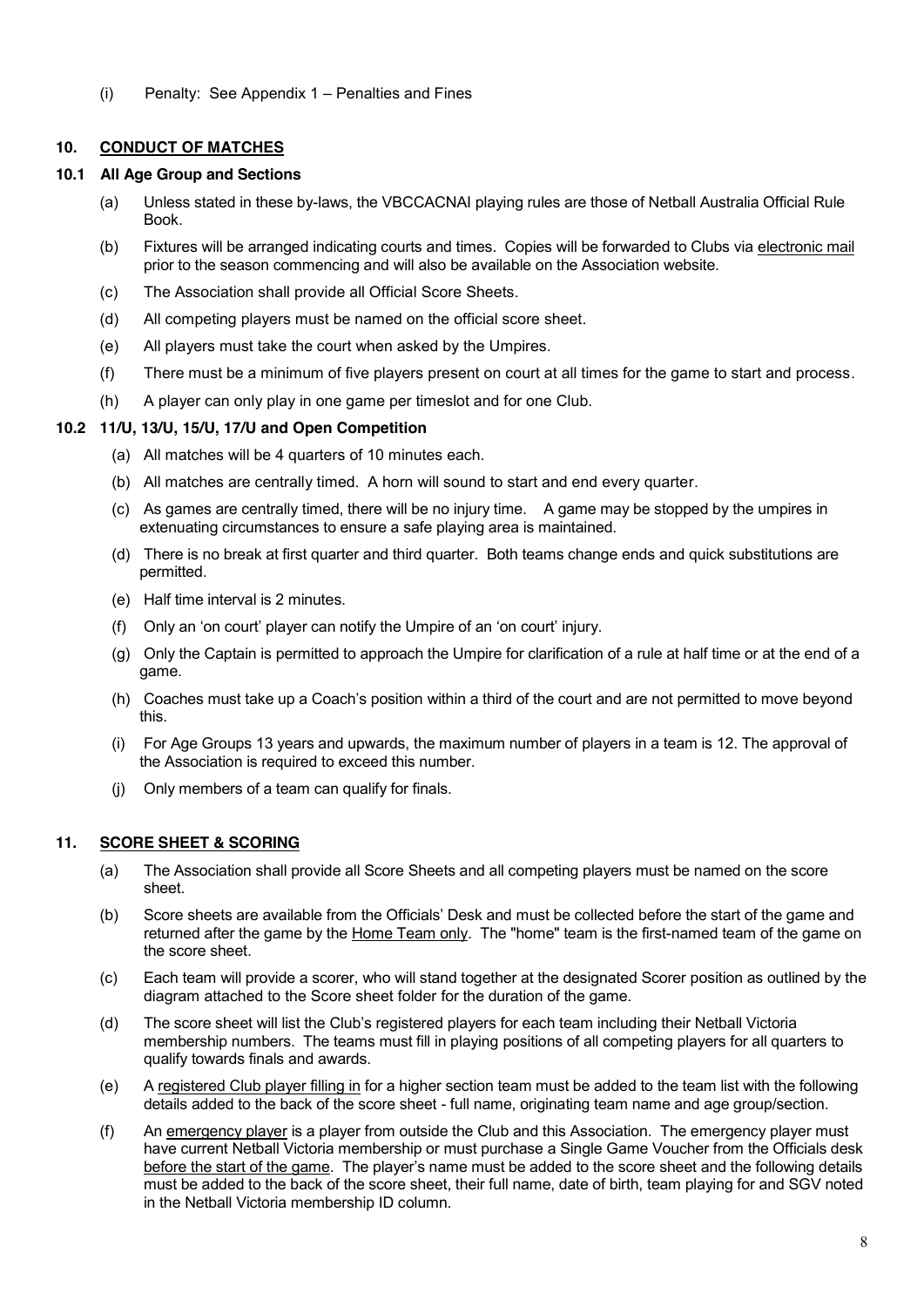(i) Penalty: See Appendix 1 – Penalties and Fines

## 10. CONDUCT OF MATCHES

### 10.1 All Age Group and Sections

(a) Unless stated in these by-laws, the VBCCACNAI playing rules are those of Netball Australia Official Rule Book.

(b) Fixtures will be arranged indicating courts and times. Copies will be forwarded to Clubs via electronic mail prior to the season commencing and will also be available on the Association website.

(c) The Association shall provide all Official Score Sheets.

(d) All competing players must be named on the official score sheet.

(e) All players must take the court when asked by the Umpires.

(f) There must be a minimum of five players present on court at all times for the game to start and process.

(h) A player can only play in one game per timeslot and for one Club.

### 10.2 11/U, 13/U, 15/U, 17/U and Open Competition

(a) All matches will be 4 quarters of 10 minutes each.

(b) All matches are centrally timed. A horn will sound to start and end every quarter.

(c) As games are centrally timed, there will be no injury time. A game may be stopped by the umpires in extenuating circumstances to ensure a safe playing area is maintained.

(d) There is no break at first quarter and third quarter. Both teams change ends and quick substitutions are permitted.

(e) Half time interval is 2 minutes.

(f) Only an 'on court' player can notify the Umpire of an 'on court' injury.

(g) Only the Captain is permitted to approach the Umpire for clarification of a rule at half time or at the end of a game.

(h) Coaches must take up a Coach's position within a third of the court and are not permitted to move beyond this.

(i) For Age Groups 13 years and upwards, the maximum number of players in a team is 12. The approval of the Association is required to exceed this number.

(j) Only members of a team can qualify for finals.

## 11. SCORE SHEET & SCORING

(a) The Association shall provide all Score Sheets and all competing players must be named on the score sheet.

(b) Score sheets are available from the Officials' Desk and must be collected before the start of the game and returned after the game by the Home Team only. The "home" team is the first-named team of the game on the score sheet.

(c) Each team will provide a scorer, who will stand together at the designated Scorer position as outlined by the diagram attached to the Score sheet folder for the duration of the game.

(d) The score sheet will list the Club's registered players for each team including their Netball Victoria membership numbers. The teams must fill in playing positions of all competing players for all quarters to qualify towards finals and awards.

(e) A registered Club player filling in for a higher section team must be added to the team list with the following details added to the back of the score sheet - full name, originating team name and age group/section.

(f) An emergency player is a player from outside the Club and this Association. The emergency player must have current Netball Victoria membership or must purchase a Single Game Voucher from the Officials desk before the start of the game. The player's name must be added to the score sheet and the following details must be added to the back of the score sheet, their full name, date of birth, team playing for and SGV noted in the Netball Victoria membership ID column.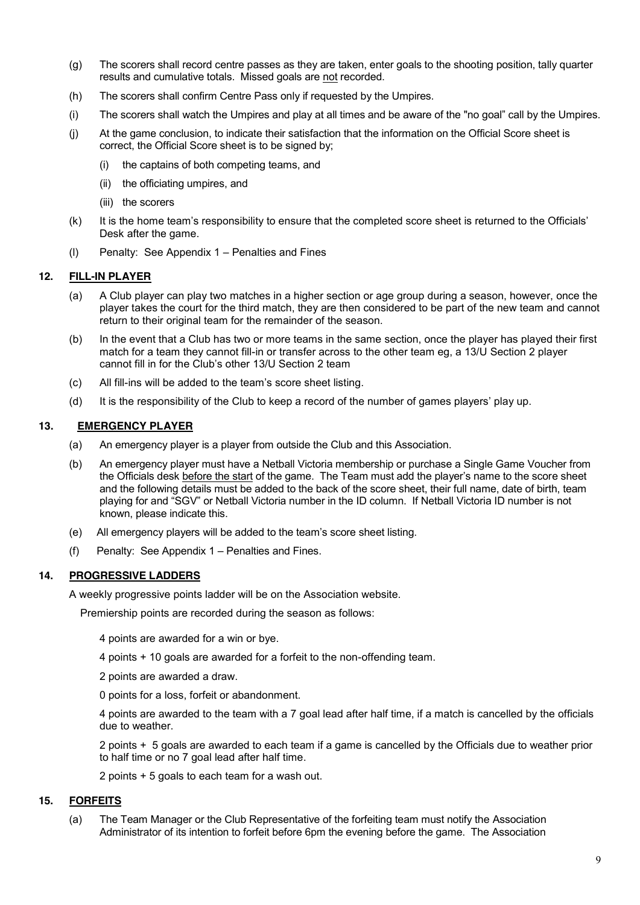(g) The scorers shall record centre passes as they are taken, enter goals to the shooting position, tally quarter results and cumulative totals. Missed goals are not recorded.

(h) The scorers shall confirm Centre Pass only if requested by the Umpires.

(i) The scorers shall watch the Umpires and play at all times and be aware of the "no goal" call by the Umpires.

(j) At the game conclusion, to indicate their satisfaction that the information on the Official Score sheet is correct, the Official Score sheet is to be signed by;

  (i) the captains of both competing teams, and

  (ii) the officiating umpires, and

  (iii) the scorers

(k) It is the home team's responsibility to ensure that the completed score sheet is returned to the Officials' Desk after the game.

(l) Penalty: See Appendix 1 – Penalties and Fines

## 12. FILL-IN PLAYER

(a) A Club player can play two matches in a higher section or age group during a season, however, once the player takes the court for the third match, they are then considered to be part of the new team and cannot return to their original team for the remainder of the season.

(b) In the event that a Club has two or more teams in the same section, once the player has played their first match for a team they cannot fill-in or transfer across to the other team eg, a 13/U Section 2 player cannot fill in for the Club's other 13/U Section 2 team

(c) All fill-ins will be added to the team's score sheet listing.

(d) It is the responsibility of the Club to keep a record of the number of games players' play up.

## 13. EMERGENCY PLAYER

(a) An emergency player is a player from outside the Club and this Association.

(b) An emergency player must have a Netball Victoria membership or purchase a Single Game Voucher from the Officials desk before the start of the game. The Team must add the player's name to the score sheet and the following details must be added to the back of the score sheet, their full name, date of birth, team playing for and "SGV" or Netball Victoria number in the ID column. If Netball Victoria ID number is not known, please indicate this.

(e) All emergency players will be added to the team's score sheet listing.

(f) Penalty: See Appendix 1 – Penalties and Fines.

## 14. PROGRESSIVE LADDERS

A weekly progressive points ladder will be on the Association website.

Premiership points are recorded during the season as follows:

4 points are awarded for a win or bye.

4 points + 10 goals are awarded for a forfeit to the non-offending team.

2 points are awarded a draw.

0 points for a loss, forfeit or abandonment.

4 points are awarded to the team with a 7 goal lead after half time, if a match is cancelled by the officials due to weather.

2 points + 5 goals are awarded to each team if a game is cancelled by the Officials due to weather prior to half time or no 7 goal lead after half time.

2 points + 5 goals to each team for a wash out.

## 15. FORFEITS

(a) The Team Manager or the Club Representative of the forfeiting team must notify the Association Administrator of its intention to forfeit before 6pm the evening before the game. The Association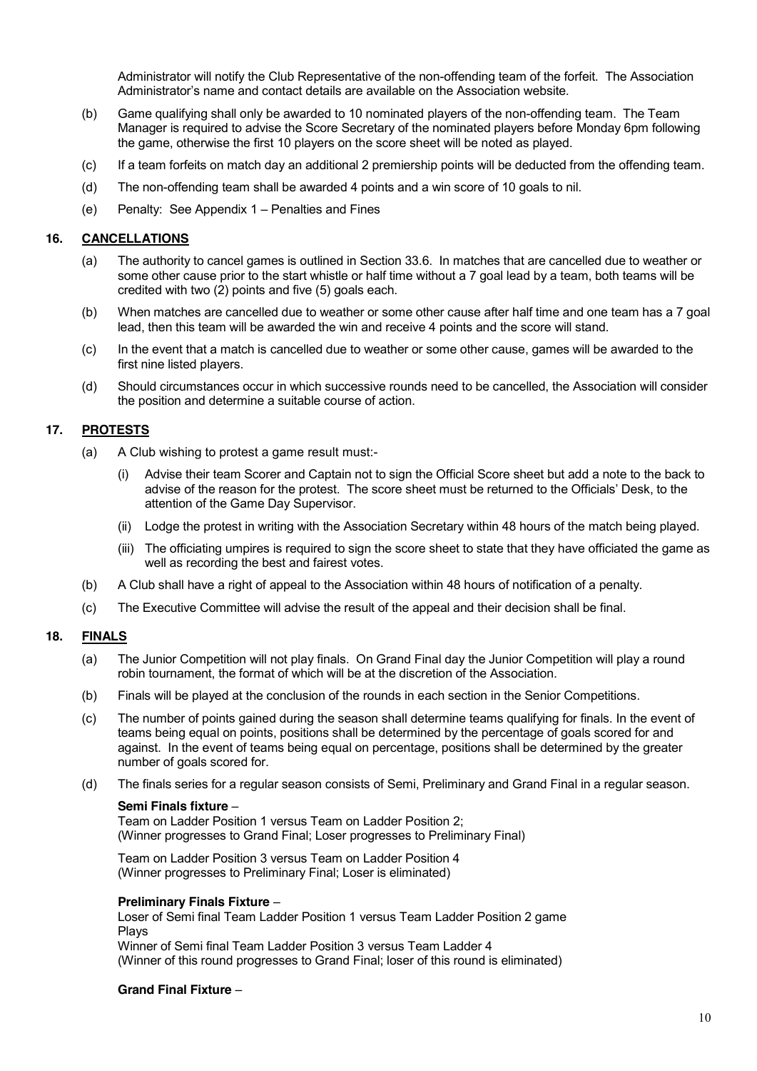Administrator will notify the Club Representative of the non-offending team of the forfeit. The Association Administrator's name and contact details are available on the Association website.

(b) Game qualifying shall only be awarded to 10 nominated players of the non-offending team. The Team Manager is required to advise the Score Secretary of the nominated players before Monday 6pm following the game, otherwise the first 10 players on the score sheet will be noted as played.

(c) If a team forfeits on match day an additional 2 premiership points will be deducted from the offending team.

(d) The non-offending team shall be awarded 4 points and a win score of 10 goals to nil.

(e) Penalty: See Appendix 1 – Penalties and Fines

## 16. CANCELLATIONS

(a) The authority to cancel games is outlined in Section 33.6. In matches that are cancelled due to weather or some other cause prior to the start whistle or half time without a 7 goal lead by a team, both teams will be credited with two (2) points and five (5) goals each.

(b) When matches are cancelled due to weather or some other cause after half time and one team has a 7 goal lead, then this team will be awarded the win and receive 4 points and the score will stand.

(c) In the event that a match is cancelled due to weather or some other cause, games will be awarded to the first nine listed players.

(d) Should circumstances occur in which successive rounds need to be cancelled, the Association will consider the position and determine a suitable course of action.

## 17. PROTESTS

(a) A Club wishing to protest a game result must:-

(i) Advise their team Scorer and Captain not to sign the Official Score sheet but add a note to the back to advise of the reason for the protest. The score sheet must be returned to the Officials' Desk, to the attention of the Game Day Supervisor.

(ii) Lodge the protest in writing with the Association Secretary within 48 hours of the match being played.

(iii) The officiating umpires is required to sign the score sheet to state that they have officiated the game as well as recording the best and fairest votes.

(b) A Club shall have a right of appeal to the Association within 48 hours of notification of a penalty.

(c) The Executive Committee will advise the result of the appeal and their decision shall be final.

## 18. FINALS

(a) The Junior Competition will not play finals. On Grand Final day the Junior Competition will play a round robin tournament, the format of which will be at the discretion of the Association.

(b) Finals will be played at the conclusion of the rounds in each section in the Senior Competitions.

(c) The number of points gained during the season shall determine teams qualifying for finals. In the event of teams being equal on points, positions shall be determined by the percentage of goals scored for and against. In the event of teams being equal on percentage, positions shall be determined by the greater number of goals scored for.

(d) The finals series for a regular season consists of Semi, Preliminary and Grand Final in a regular season.

**Semi Finals fixture** –
Team on Ladder Position 1 versus Team on Ladder Position 2;
(Winner progresses to Grand Final; Loser progresses to Preliminary Final)

Team on Ladder Position 3 versus Team on Ladder Position 4
(Winner progresses to Preliminary Final; Loser is eliminated)

**Preliminary Finals Fixture** –
Loser of Semi final Team Ladder Position 1 versus Team Ladder Position 2 game
Plays
Winner of Semi final Team Ladder Position 3 versus Team Ladder 4
(Winner of this round progresses to Grand Final; loser of this round is eliminated)

**Grand Final Fixture** –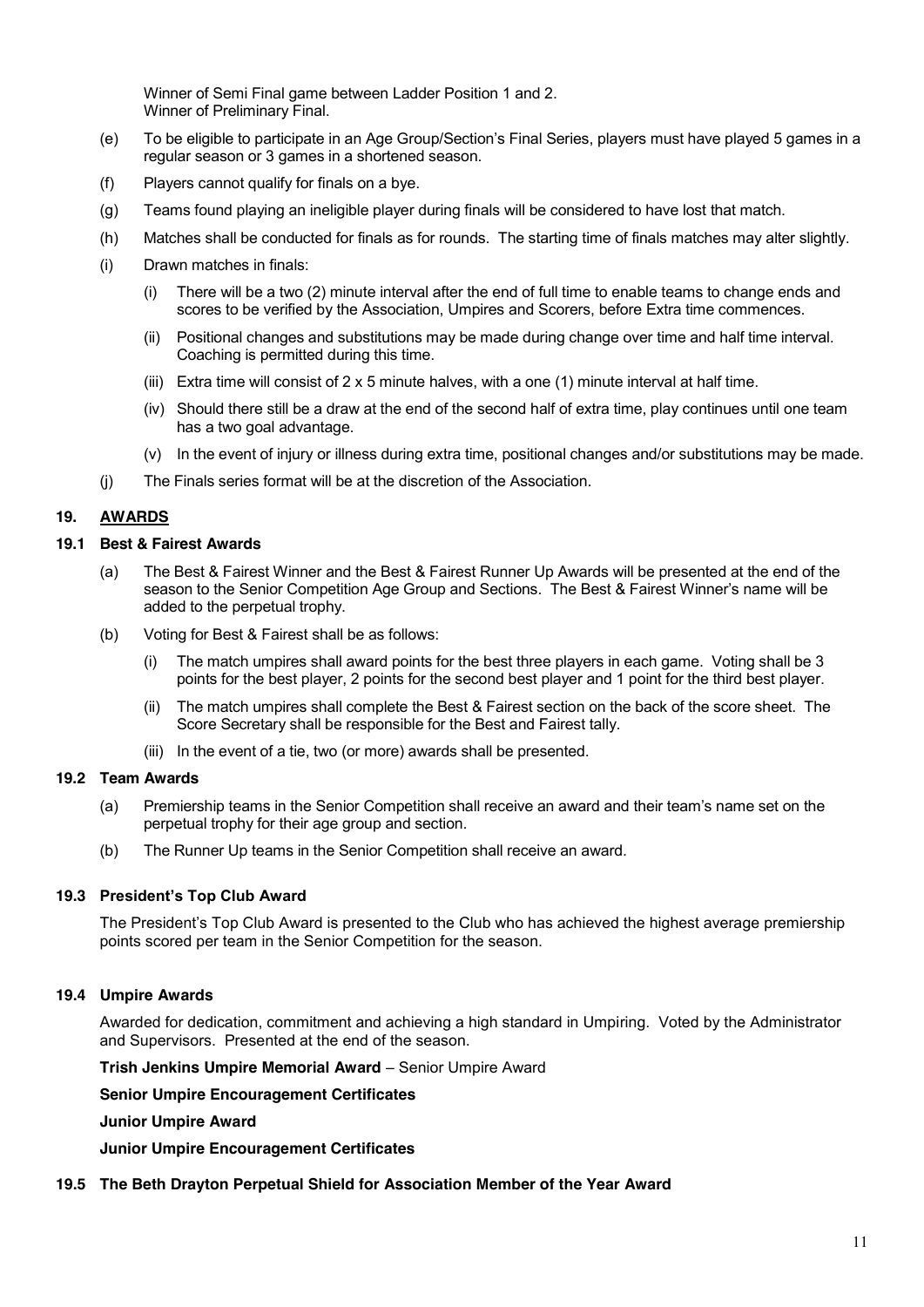Winner of Semi Final game between Ladder Position 1 and 2.
Winner of Preliminary Final.

(e) To be eligible to participate in an Age Group/Section's Final Series, players must have played 5 games in a regular season or 3 games in a shortened season.

(f) Players cannot qualify for finals on a bye.

(g) Teams found playing an ineligible player during finals will be considered to have lost that match.

(h) Matches shall be conducted for finals as for rounds. The starting time of finals matches may alter slightly.

(i) Drawn matches in finals:

 (i) There will be a two (2) minute interval after the end of full time to enable teams to change ends and scores to be verified by the Association, Umpires and Scorers, before Extra time commences.

 (ii) Positional changes and substitutions may be made during change over time and half time interval. Coaching is permitted during this time.

 (iii) Extra time will consist of 2 x 5 minute halves, with a one (1) minute interval at half time.

 (iv) Should there still be a draw at the end of the second half of extra time, play continues until one team has a two goal advantage.

 (v) In the event of injury or illness during extra time, positional changes and/or substitutions may be made.

(j) The Finals series format will be at the discretion of the Association.

## 19. AWARDS

### 19.1 Best & Fairest Awards

(a) The Best & Fairest Winner and the Best & Fairest Runner Up Awards will be presented at the end of the season to the Senior Competition Age Group and Sections. The Best & Fairest Winner's name will be added to the perpetual trophy.

(b) Voting for Best & Fairest shall be as follows:

 (i) The match umpires shall award points for the best three players in each game. Voting shall be 3 points for the best player, 2 points for the second best player and 1 point for the third best player.

 (ii) The match umpires shall complete the Best & Fairest section on the back of the score sheet. The Score Secretary shall be responsible for the Best and Fairest tally.

 (iii) In the event of a tie, two (or more) awards shall be presented.

### 19.2 Team Awards

(a) Premiership teams in the Senior Competition shall receive an award and their team's name set on the perpetual trophy for their age group and section.

(b) The Runner Up teams in the Senior Competition shall receive an award.

### 19.3 President's Top Club Award

The President's Top Club Award is presented to the Club who has achieved the highest average premiership points scored per team in the Senior Competition for the season.

### 19.4 Umpire Awards

Awarded for dedication, commitment and achieving a high standard in Umpiring. Voted by the Administrator and Supervisors. Presented at the end of the season.

**Trish Jenkins Umpire Memorial Award** – Senior Umpire Award

**Senior Umpire Encouragement Certificates**

**Junior Umpire Award**

**Junior Umpire Encouragement Certificates**

### 19.5 The Beth Drayton Perpetual Shield for Association Member of the Year Award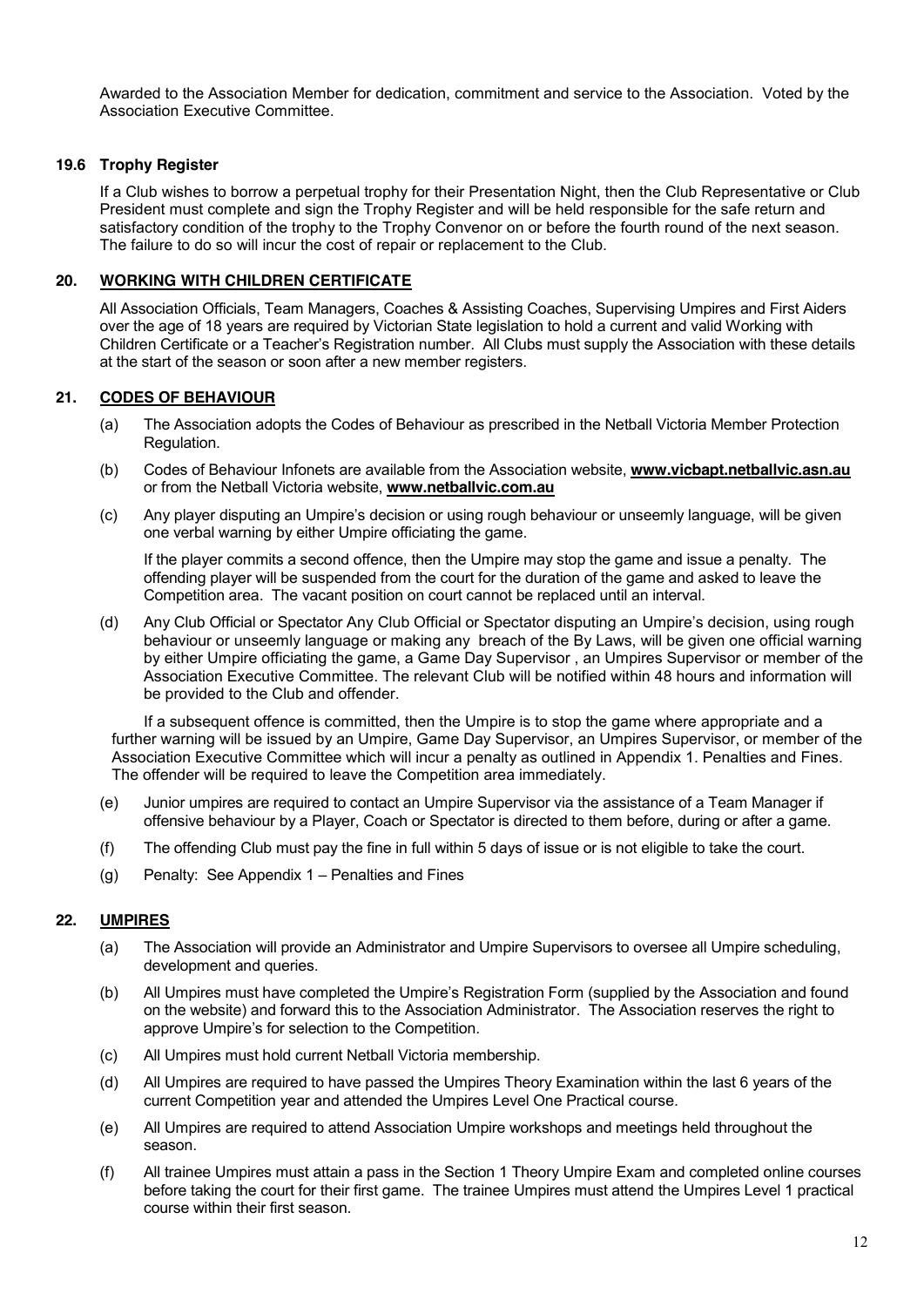Awarded to the Association Member for dedication, commitment and service to the Association. Voted by the Association Executive Committee.

### 19.6 Trophy Register

If a Club wishes to borrow a perpetual trophy for their Presentation Night, then the Club Representative or Club President must complete and sign the Trophy Register and will be held responsible for the safe return and satisfactory condition of the trophy to the Trophy Convenor on or before the fourth round of the next season. The failure to do so will incur the cost of repair or replacement to the Club.

## 20. WORKING WITH CHILDREN CERTIFICATE

All Association Officials, Team Managers, Coaches & Assisting Coaches, Supervising Umpires and First Aiders over the age of 18 years are required by Victorian State legislation to hold a current and valid Working with Children Certificate or a Teacher's Registration number. All Clubs must supply the Association with these details at the start of the season or soon after a new member registers.

## 21. CODES OF BEHAVIOUR

(a) The Association adopts the Codes of Behaviour as prescribed in the Netball Victoria Member Protection Regulation.

(b) Codes of Behaviour Infonets are available from the Association website, **www.vicbapt.netballvic.asn.au** or from the Netball Victoria website, **www.netballvic.com.au**

(c) Any player disputing an Umpire's decision or using rough behaviour or unseemly language, will be given one verbal warning by either Umpire officiating the game.

If the player commits a second offence, then the Umpire may stop the game and issue a penalty. The offending player will be suspended from the court for the duration of the game and asked to leave the Competition area. The vacant position on court cannot be replaced until an interval.

(d) Any Club Official or Spectator Any Club Official or Spectator disputing an Umpire's decision, using rough behaviour or unseemly language or making any breach of the By Laws, will be given one official warning by either Umpire officiating the game, a Game Day Supervisor , an Umpires Supervisor or member of the Association Executive Committee. The relevant Club will be notified within 48 hours and information will be provided to the Club and offender.

If a subsequent offence is committed, then the Umpire is to stop the game where appropriate and a further warning will be issued by an Umpire, Game Day Supervisor, an Umpires Supervisor, or member of the Association Executive Committee which will incur a penalty as outlined in Appendix 1. Penalties and Fines. The offender will be required to leave the Competition area immediately.

(e) Junior umpires are required to contact an Umpire Supervisor via the assistance of a Team Manager if offensive behaviour by a Player, Coach or Spectator is directed to them before, during or after a game.

(f) The offending Club must pay the fine in full within 5 days of issue or is not eligible to take the court.

(g) Penalty: See Appendix 1 – Penalties and Fines

## 22. UMPIRES

(a) The Association will provide an Administrator and Umpire Supervisors to oversee all Umpire scheduling, development and queries.

(b) All Umpires must have completed the Umpire's Registration Form (supplied by the Association and found on the website) and forward this to the Association Administrator. The Association reserves the right to approve Umpire's for selection to the Competition.

(c) All Umpires must hold current Netball Victoria membership.

(d) All Umpires are required to have passed the Umpires Theory Examination within the last 6 years of the current Competition year and attended the Umpires Level One Practical course.

(e) All Umpires are required to attend Association Umpire workshops and meetings held throughout the season.

(f) All trainee Umpires must attain a pass in the Section 1 Theory Umpire Exam and completed online courses before taking the court for their first game. The trainee Umpires must attend the Umpires Level 1 practical course within their first season.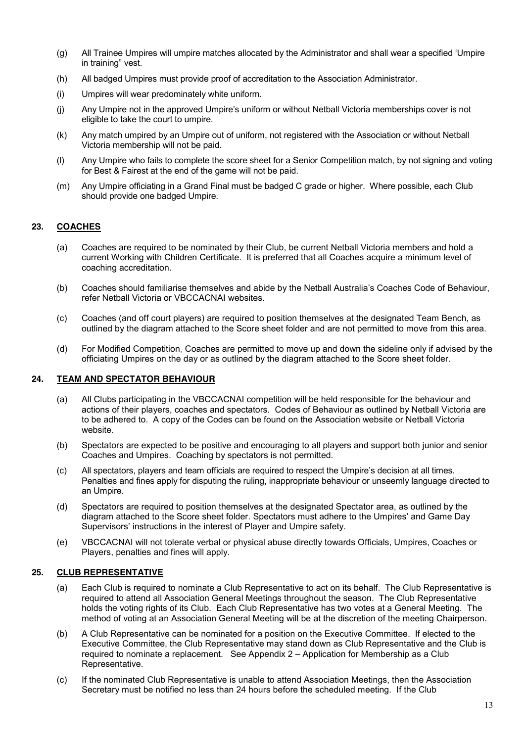(g) All Trainee Umpires will umpire matches allocated by the Administrator and shall wear a specified 'Umpire in training" vest.

(h) All badged Umpires must provide proof of accreditation to the Association Administrator.

(i) Umpires will wear predominately white uniform.

(j) Any Umpire not in the approved Umpire's uniform or without Netball Victoria memberships cover is not eligible to take the court to umpire.

(k) Any match umpired by an Umpire out of uniform, not registered with the Association or without Netball Victoria membership will not be paid.

(l) Any Umpire who fails to complete the score sheet for a Senior Competition match, by not signing and voting for Best & Fairest at the end of the game will not be paid.

(m) Any Umpire officiating in a Grand Final must be badged C grade or higher. Where possible, each Club should provide one badged Umpire.

## 23. COACHES

(a) Coaches are required to be nominated by their Club, be current Netball Victoria members and hold a current Working with Children Certificate. It is preferred that all Coaches acquire a minimum level of coaching accreditation.

(b) Coaches should familiarise themselves and abide by the Netball Australia's Coaches Code of Behaviour, refer Netball Victoria or VBCCACNAI websites.

(c) Coaches (and off court players) are required to position themselves at the designated Team Bench, as outlined by the diagram attached to the Score sheet folder and are not permitted to move from this area.

(d) For Modified Competition, Coaches are permitted to move up and down the sideline only if advised by the officiating Umpires on the day or as outlined by the diagram attached to the Score sheet folder.

## 24. TEAM AND SPECTATOR BEHAVIOUR

(a) All Clubs participating in the VBCCACNAI competition will be held responsible for the behaviour and actions of their players, coaches and spectators. Codes of Behaviour as outlined by Netball Victoria are to be adhered to. A copy of the Codes can be found on the Association website or Netball Victoria website.

(b) Spectators are expected to be positive and encouraging to all players and support both junior and senior Coaches and Umpires. Coaching by spectators is not permitted.

(c) All spectators, players and team officials are required to respect the Umpire's decision at all times. Penalties and fines apply for disputing the ruling, inappropriate behaviour or unseemly language directed to an Umpire.

(d) Spectators are required to position themselves at the designated Spectator area, as outlined by the diagram attached to the Score sheet folder. Spectators must adhere to the Umpires' and Game Day Supervisors' instructions in the interest of Player and Umpire safety.

(e) VBCCACNAI will not tolerate verbal or physical abuse directly towards Officials, Umpires, Coaches or Players, penalties and fines will apply.

## 25. CLUB REPRESENTATIVE

(a) Each Club is required to nominate a Club Representative to act on its behalf. The Club Representative is required to attend all Association General Meetings throughout the season. The Club Representative holds the voting rights of its Club. Each Club Representative has two votes at a General Meeting. The method of voting at an Association General Meeting will be at the discretion of the meeting Chairperson.

(b) A Club Representative can be nominated for a position on the Executive Committee. If elected to the Executive Committee, the Club Representative may stand down as Club Representative and the Club is required to nominate a replacement. See Appendix 2 – Application for Membership as a Club Representative.

(c) If the nominated Club Representative is unable to attend Association Meetings, then the Association Secretary must be notified no less than 24 hours before the scheduled meeting. If the Club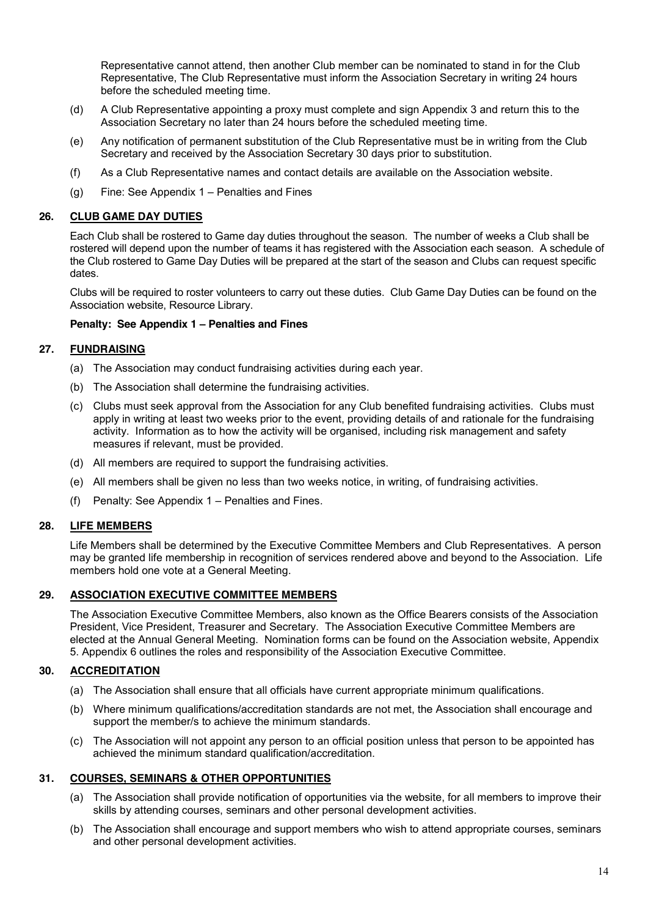Representative cannot attend, then another Club member can be nominated to stand in for the Club Representative, The Club Representative must inform the Association Secretary in writing 24 hours before the scheduled meeting time.

(d) A Club Representative appointing a proxy must complete and sign Appendix 3 and return this to the Association Secretary no later than 24 hours before the scheduled meeting time.

(e) Any notification of permanent substitution of the Club Representative must be in writing from the Club Secretary and received by the Association Secretary 30 days prior to substitution.

(f) As a Club Representative names and contact details are available on the Association website.

(g) Fine: See Appendix 1 – Penalties and Fines

## 26. CLUB GAME DAY DUTIES

Each Club shall be rostered to Game day duties throughout the season. The number of weeks a Club shall be rostered will depend upon the number of teams it has registered with the Association each season. A schedule of the Club rostered to Game Day Duties will be prepared at the start of the season and Clubs can request specific dates.

Clubs will be required to roster volunteers to carry out these duties. Club Game Day Duties can be found on the Association website, Resource Library.

**Penalty: See Appendix 1 – Penalties and Fines**

## 27. FUNDRAISING

(a) The Association may conduct fundraising activities during each year.

(b) The Association shall determine the fundraising activities.

(c) Clubs must seek approval from the Association for any Club benefited fundraising activities. Clubs must apply in writing at least two weeks prior to the event, providing details of and rationale for the fundraising activity. Information as to how the activity will be organised, including risk management and safety measures if relevant, must be provided.

(d) All members are required to support the fundraising activities.

(e) All members shall be given no less than two weeks notice, in writing, of fundraising activities.

(f) Penalty: See Appendix 1 – Penalties and Fines.

## 28. LIFE MEMBERS

Life Members shall be determined by the Executive Committee Members and Club Representatives. A person may be granted life membership in recognition of services rendered above and beyond to the Association. Life members hold one vote at a General Meeting.

## 29. ASSOCIATION EXECUTIVE COMMITTEE MEMBERS

The Association Executive Committee Members, also known as the Office Bearers consists of the Association President, Vice President, Treasurer and Secretary. The Association Executive Committee Members are elected at the Annual General Meeting. Nomination forms can be found on the Association website, Appendix 5. Appendix 6 outlines the roles and responsibility of the Association Executive Committee.

## 30. ACCREDITATION

(a) The Association shall ensure that all officials have current appropriate minimum qualifications.

(b) Where minimum qualifications/accreditation standards are not met, the Association shall encourage and support the member/s to achieve the minimum standards.

(c) The Association will not appoint any person to an official position unless that person to be appointed has achieved the minimum standard qualification/accreditation.

## 31. COURSES, SEMINARS & OTHER OPPORTUNITIES

(a) The Association shall provide notification of opportunities via the website, for all members to improve their skills by attending courses, seminars and other personal development activities.

(b) The Association shall encourage and support members who wish to attend appropriate courses, seminars and other personal development activities.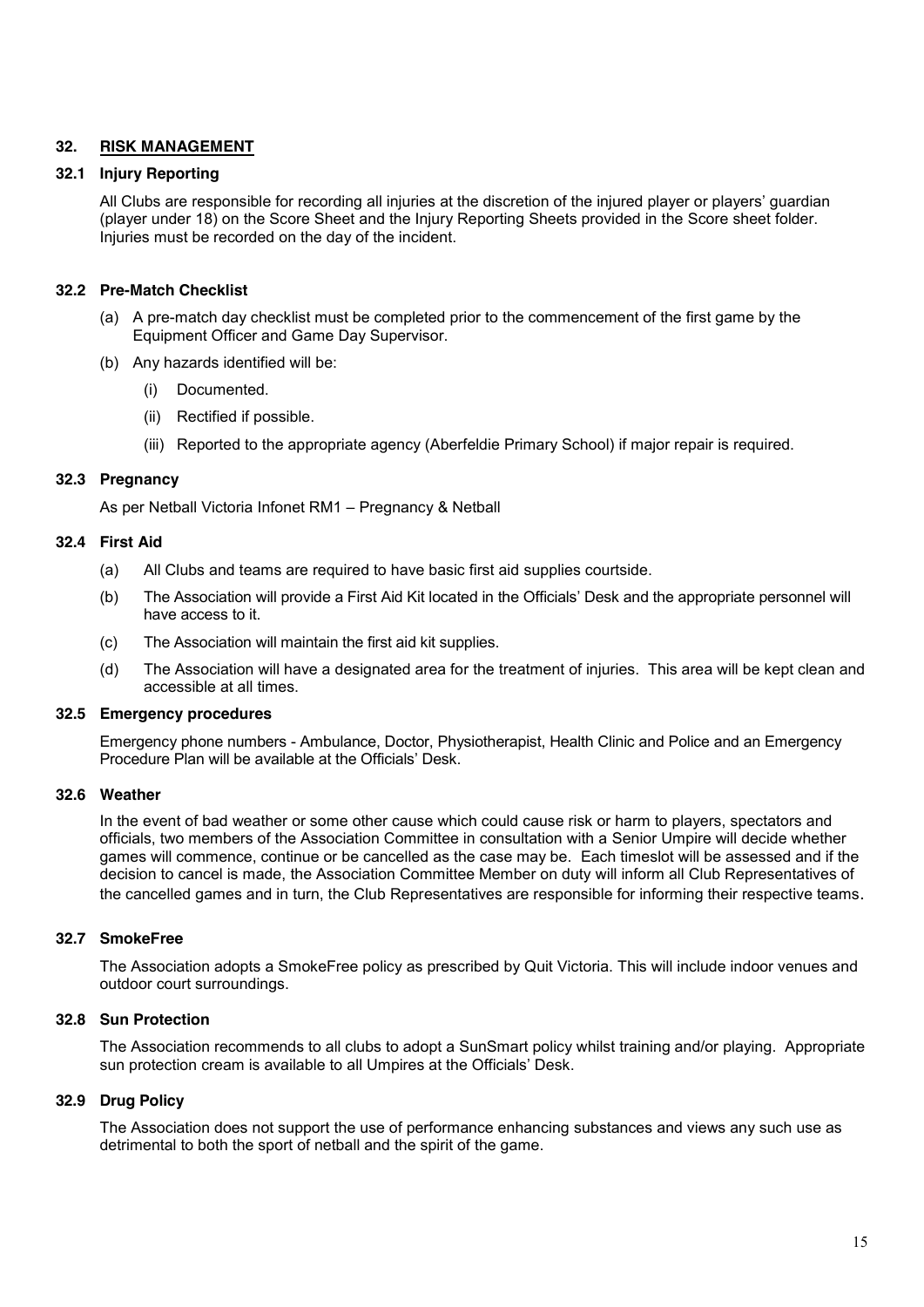## 32. RISK MANAGEMENT

### 32.1 Injury Reporting

All Clubs are responsible for recording all injuries at the discretion of the injured player or players' guardian (player under 18) on the Score Sheet and the Injury Reporting Sheets provided in the Score sheet folder. Injuries must be recorded on the day of the incident.

### 32.2 Pre-Match Checklist

(a) A pre-match day checklist must be completed prior to the commencement of the first game by the Equipment Officer and Game Day Supervisor.

(b) Any hazards identified will be:

  (i) Documented.

  (ii) Rectified if possible.

  (iii) Reported to the appropriate agency (Aberfeldie Primary School) if major repair is required.

### 32.3 Pregnancy

As per Netball Victoria Infonet RM1 – Pregnancy & Netball

### 32.4 First Aid

(a) All Clubs and teams are required to have basic first aid supplies courtside.

(b) The Association will provide a First Aid Kit located in the Officials' Desk and the appropriate personnel will have access to it.

(c) The Association will maintain the first aid kit supplies.

(d) The Association will have a designated area for the treatment of injuries. This area will be kept clean and accessible at all times.

### 32.5 Emergency procedures

Emergency phone numbers - Ambulance, Doctor, Physiotherapist, Health Clinic and Police and an Emergency Procedure Plan will be available at the Officials' Desk.

### 32.6 Weather

In the event of bad weather or some other cause which could cause risk or harm to players, spectators and officials, two members of the Association Committee in consultation with a Senior Umpire will decide whether games will commence, continue or be cancelled as the case may be. Each timeslot will be assessed and if the decision to cancel is made, the Association Committee Member on duty will inform all Club Representatives of the cancelled games and in turn, the Club Representatives are responsible for informing their respective teams.

### 32.7 SmokeFree

The Association adopts a SmokeFree policy as prescribed by Quit Victoria. This will include indoor venues and outdoor court surroundings.

### 32.8 Sun Protection

The Association recommends to all clubs to adopt a SunSmart policy whilst training and/or playing. Appropriate sun protection cream is available to all Umpires at the Officials' Desk.

### 32.9 Drug Policy

The Association does not support the use of performance enhancing substances and views any such use as detrimental to both the sport of netball and the spirit of the game.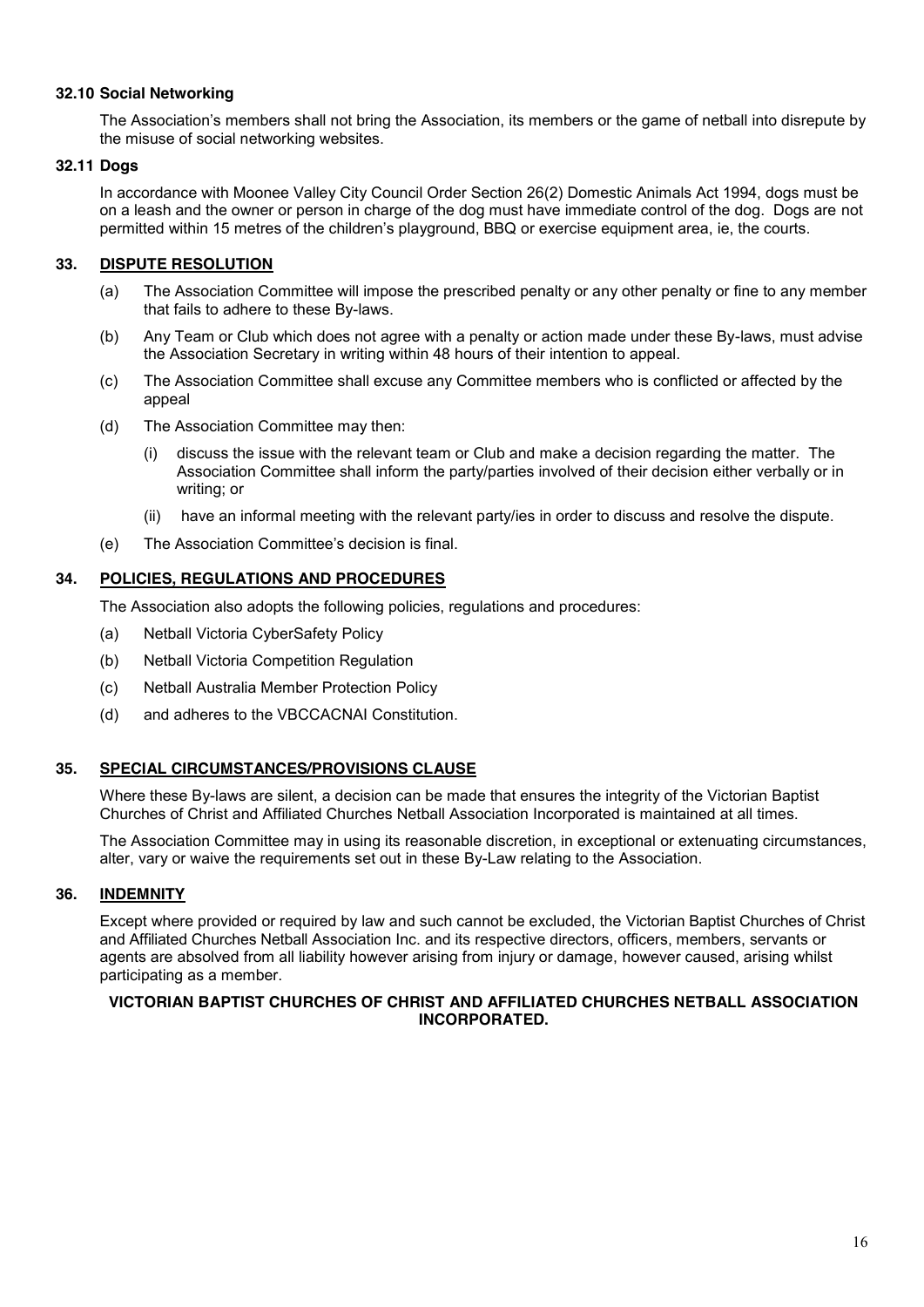### 32.10 Social Networking

The Association's members shall not bring the Association, its members or the game of netball into disrepute by the misuse of social networking websites.

### 32.11 Dogs

In accordance with Moonee Valley City Council Order Section 26(2) Domestic Animals Act 1994, dogs must be on a leash and the owner or person in charge of the dog must have immediate control of the dog. Dogs are not permitted within 15 metres of the children's playground, BBQ or exercise equipment area, ie, the courts.

## 33. DISPUTE RESOLUTION

(a) The Association Committee will impose the prescribed penalty or any other penalty or fine to any member that fails to adhere to these By-laws.

(b) Any Team or Club which does not agree with a penalty or action made under these By-laws, must advise the Association Secretary in writing within 48 hours of their intention to appeal.

(c) The Association Committee shall excuse any Committee members who is conflicted or affected by the appeal

(d) The Association Committee may then:

  (i) discuss the issue with the relevant team or Club and make a decision regarding the matter. The Association Committee shall inform the party/parties involved of their decision either verbally or in writing; or

  (ii) have an informal meeting with the relevant party/ies in order to discuss and resolve the dispute.

(e) The Association Committee's decision is final.

## 34. POLICIES, REGULATIONS AND PROCEDURES

The Association also adopts the following policies, regulations and procedures:

(a) Netball Victoria CyberSafety Policy

(b) Netball Victoria Competition Regulation

(c) Netball Australia Member Protection Policy

(d) and adheres to the VBCCACNAI Constitution.

## 35. SPECIAL CIRCUMSTANCES/PROVISIONS CLAUSE

Where these By-laws are silent, a decision can be made that ensures the integrity of the Victorian Baptist Churches of Christ and Affiliated Churches Netball Association Incorporated is maintained at all times.

The Association Committee may in using its reasonable discretion, in exceptional or extenuating circumstances, alter, vary or waive the requirements set out in these By-Law relating to the Association.

## 36. INDEMNITY

Except where provided or required by law and such cannot be excluded, the Victorian Baptist Churches of Christ and Affiliated Churches Netball Association Inc. and its respective directors, officers, members, servants or agents are absolved from all liability however arising from injury or damage, however caused, arising whilst participating as a member.

**VICTORIAN BAPTIST CHURCHES OF CHRIST AND AFFILIATED CHURCHES NETBALL ASSOCIATION INCORPORATED.**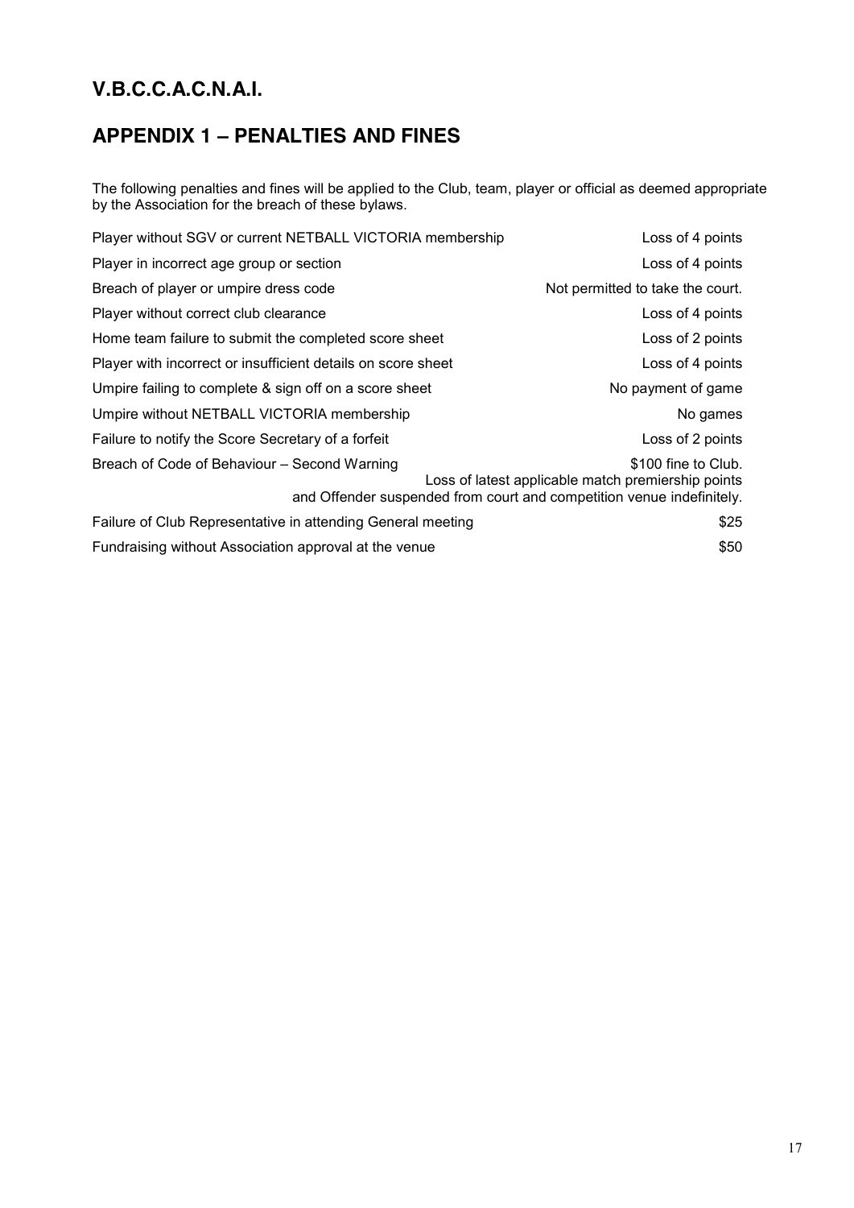## V.B.C.C.A.C.N.A.I.

## APPENDIX 1 – PENALTIES AND FINES

The following penalties and fines will be applied to the Club, team, player or official as deemed appropriate by the Association for the breach of these bylaws.

| Breach | Penalty |
|---|---|
| Player without SGV or current NETBALL VICTORIA membership | Loss of 4 points |
| Player in incorrect age group or section | Loss of 4 points |
| Breach of player or umpire dress code | Not permitted to take the court. |
| Player without correct club clearance | Loss of 4 points |
| Home team failure to submit the completed score sheet | Loss of 2 points |
| Player with incorrect or insufficient details on score sheet | Loss of 4 points |
| Umpire failing to complete & sign off on a score sheet | No payment of game |
| Umpire without NETBALL VICTORIA membership | No games |
| Failure to notify the Score Secretary of a forfeit | Loss of 2 points |
| Breach of Code of Behaviour – Second Warning | $100 fine to Club. Loss of latest applicable match premiership points and Offender suspended from court and competition venue indefinitely. |
| Failure of Club Representative in attending General meeting | $25 |
| Fundraising without Association approval at the venue | $50 |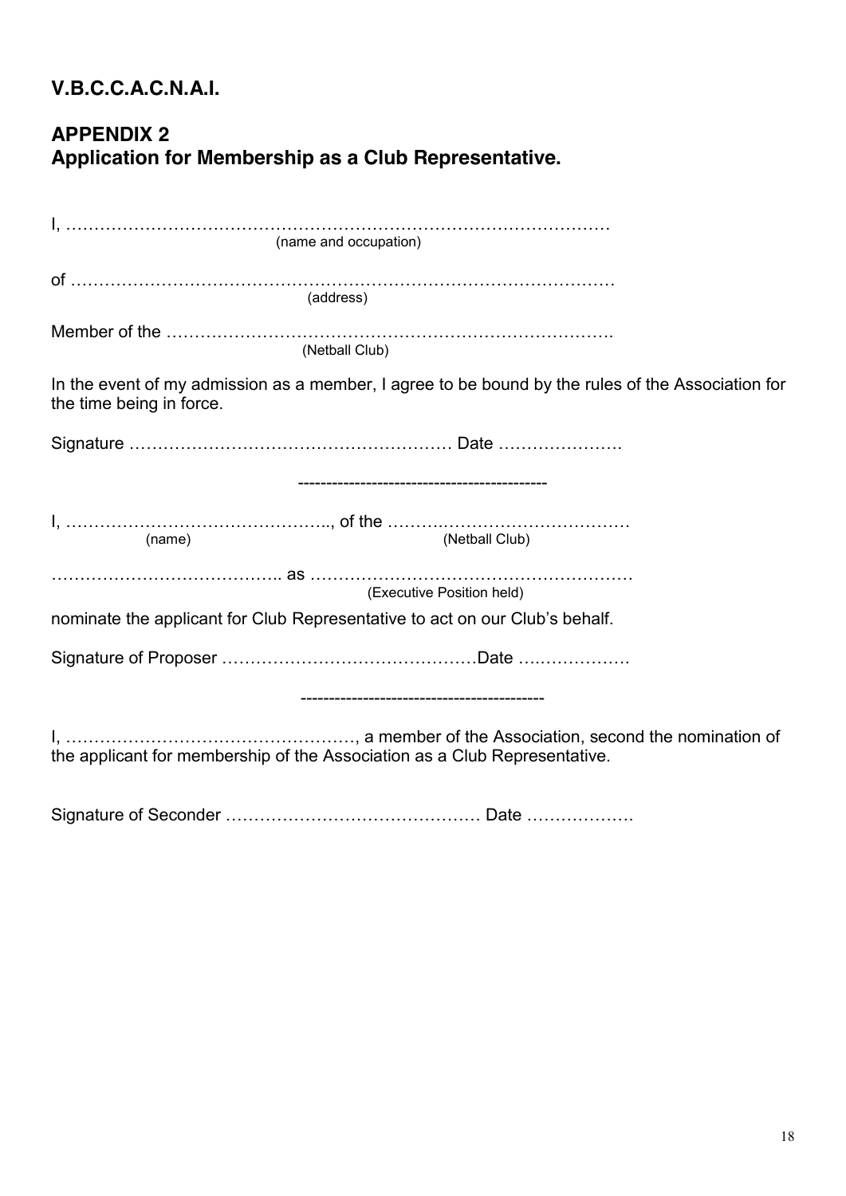## V.B.C.C.A.C.N.A.I.

## APPENDIX 2
## Application for Membership as a Club Representative.

I, ……………………………………………………………………………………
(name and occupation)

of ……………………………………………………………………………………
(address)

Member of the ……………………………………………………………………….
(Netball Club)

In the event of my admission as a member, I agree to be bound by the rules of the Association for the time being in force.

Signature ………………………………………………… Date ………………….

-------------------------------------------

I, ……………………………………….., of the ……….……………………………
(name) (Netball Club)

………………………………….. as …………………………………………………
(Executive Position held)

nominate the applicant for Club Representative to act on our Club's behalf.

Signature of Proposer ………………………………………Date ….…………….

-------------------------------------------

I, ……………………………………………, a member of the Association, second the nomination of the applicant for membership of the Association as a Club Representative.

Signature of Seconder ……………………………………… Date ……………….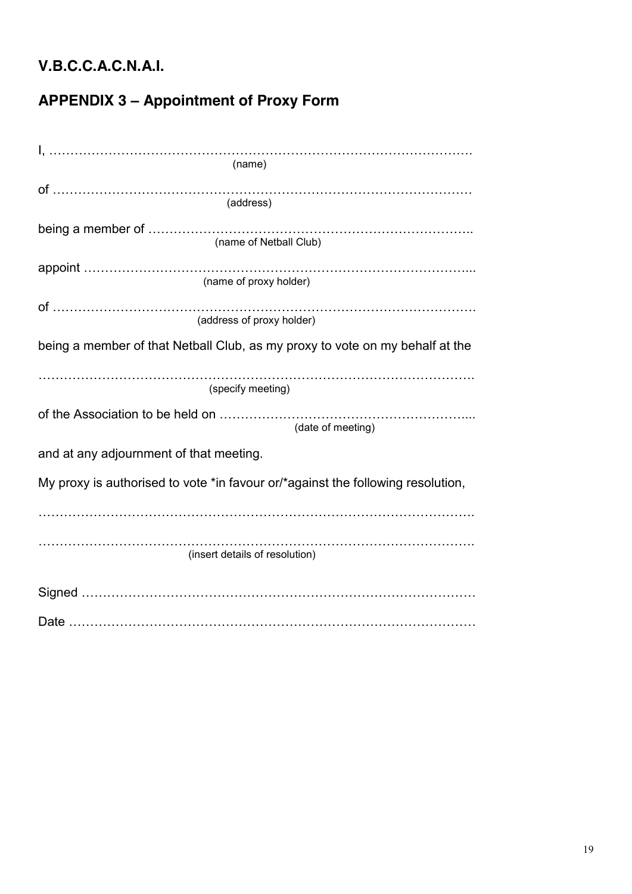# V.B.C.C.A.C.N.A.I.

## APPENDIX 3 – Appointment of Proxy Form

I, ……………………………………………………………………………………….
(name)

of ……………………………………………………………………………………
(address)

being a member of …………………………………………………………………..
(name of Netball Club)

appoint ……………………………………………………………………………...
(name of proxy holder)

of …………………………………………………………………………………….
(address of proxy holder)

being a member of that Netball Club, as my proxy to vote on my behalf at the

……………………………………………………………………………………….
(specify meeting)

of the Association to be held on …………………………………………………....
(date of meeting)

and at any adjournment of that meeting.

My proxy is authorised to vote *in favour or/*against the following resolution,

……………………………………………………………………………………….

……………………………………………………………………………………….
(insert details of resolution)

Signed ………………………………………………………………………………

Date …………………………………………………………………………………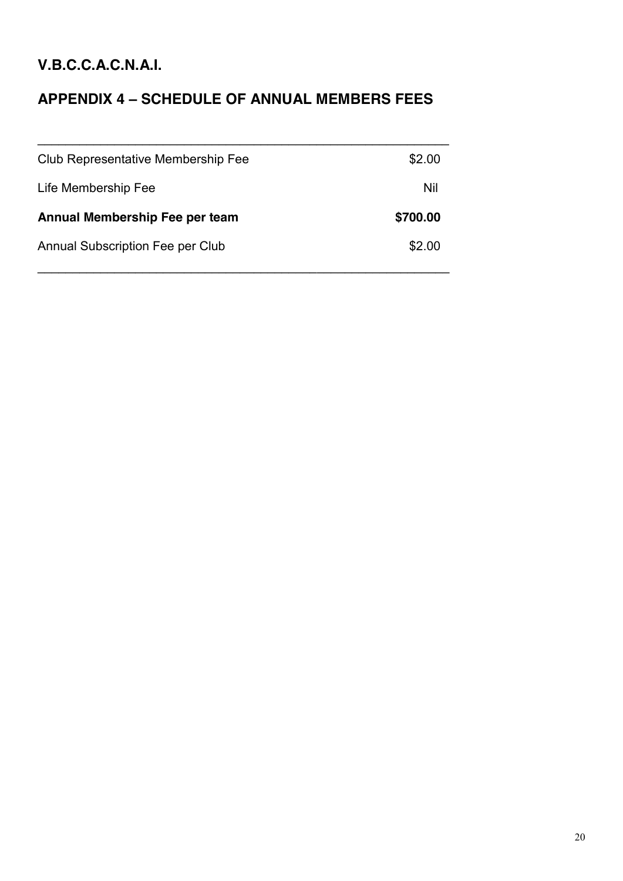## V.B.C.C.A.C.N.A.I.

## APPENDIX 4 – SCHEDULE OF ANNUAL MEMBERS FEES

| | |
|---|---|
| Club Representative Membership Fee | $2.00 |
| Life Membership Fee | Nil |
| **Annual Membership Fee per team** | **$700.00** |
| Annual Subscription Fee per Club | $2.00 |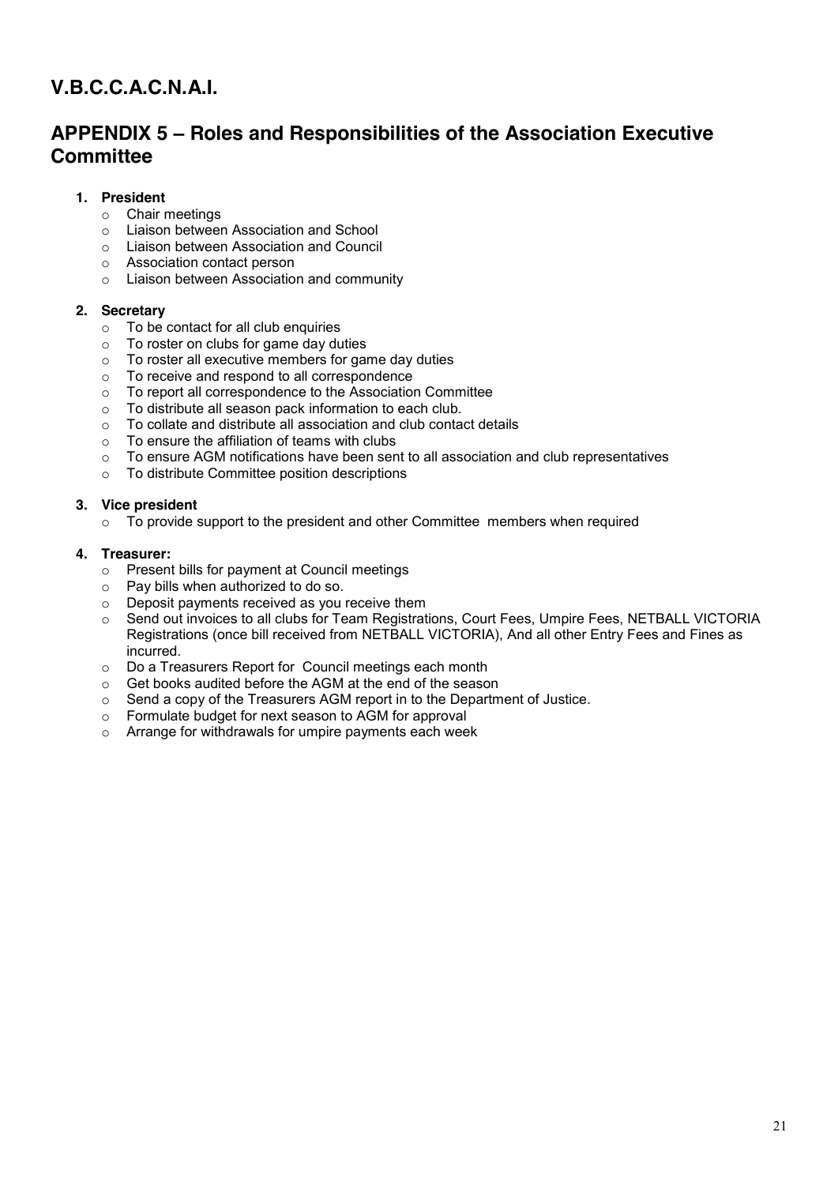# V.B.C.C.A.C.N.A.I.

## APPENDIX 5 – Roles and Responsibilities of the Association Executive Committee

1. **President**
   - Chair meetings
   - Liaison between Association and School
   - Liaison between Association and Council
   - Association contact person
   - Liaison between Association and community

2. **Secretary**
   - To be contact for all club enquiries
   - To roster on clubs for game day duties
   - To roster all executive members for game day duties
   - To receive and respond to all correspondence
   - To report all correspondence to the Association Committee
   - To distribute all season pack information to each club.
   - To collate and distribute all association and club contact details
   - To ensure the affiliation of teams with clubs
   - To ensure AGM notifications have been sent to all association and club representatives
   - To distribute Committee position descriptions

3. **Vice president**
   - To provide support to the president and other Committee members when required

4. **Treasurer:**
   - Present bills for payment at Council meetings
   - Pay bills when authorized to do so.
   - Deposit payments received as you receive them
   - Send out invoices to all clubs for Team Registrations, Court Fees, Umpire Fees, NETBALL VICTORIA Registrations (once bill received from NETBALL VICTORIA), And all other Entry Fees and Fines as incurred.
   - Do a Treasurers Report for Council meetings each month
   - Get books audited before the AGM at the end of the season
   - Send a copy of the Treasurers AGM report in to the Department of Justice.
   - Formulate budget for next season to AGM for approval
   - Arrange for withdrawals for umpire payments each week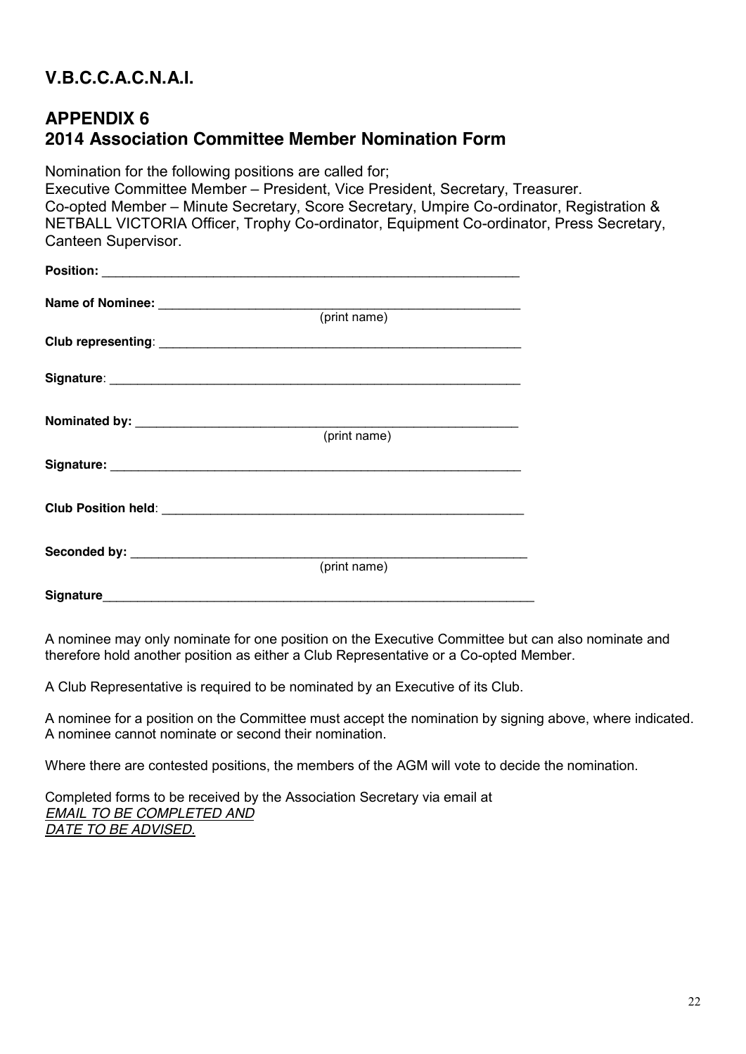## V.B.C.C.A.C.N.A.I.

## APPENDIX 6
## 2014 Association Committee Member Nomination Form

Nomination for the following positions are called for;
Executive Committee Member – President, Vice President, Secretary, Treasurer.
Co-opted Member – Minute Secretary, Score Secretary, Umpire Co-ordinator, Registration & NETBALL VICTORIA Officer, Trophy Co-ordinator, Equipment Co-ordinator, Press Secretary, Canteen Supervisor.

**Position:** ___________________________________________________________

**Name of Nominee:** ___________________________________________________
(print name)

**Club representing**: __________________________________________________

**Signature**: _________________________________________________________

**Nominated by:** ______________________________________________________
(print name)

**Signature:** _________________________________________________________

**Club Position held**: __________________________________________________

**Seconded by:** _______________________________________________________
(print name)

**Signature**___________________________________________________________

A nominee may only nominate for one position on the Executive Committee but can also nominate and therefore hold another position as either a Club Representative or a Co-opted Member.

A Club Representative is required to be nominated by an Executive of its Club.

A nominee for a position on the Committee must accept the nomination by signing above, where indicated. A nominee cannot nominate or second their nomination.

Where there are contested positions, the members of the AGM will vote to decide the nomination.

Completed forms to be received by the Association Secretary via email at
*EMAIL TO BE COMPLETED AND*
*DATE TO BE ADVISED.*